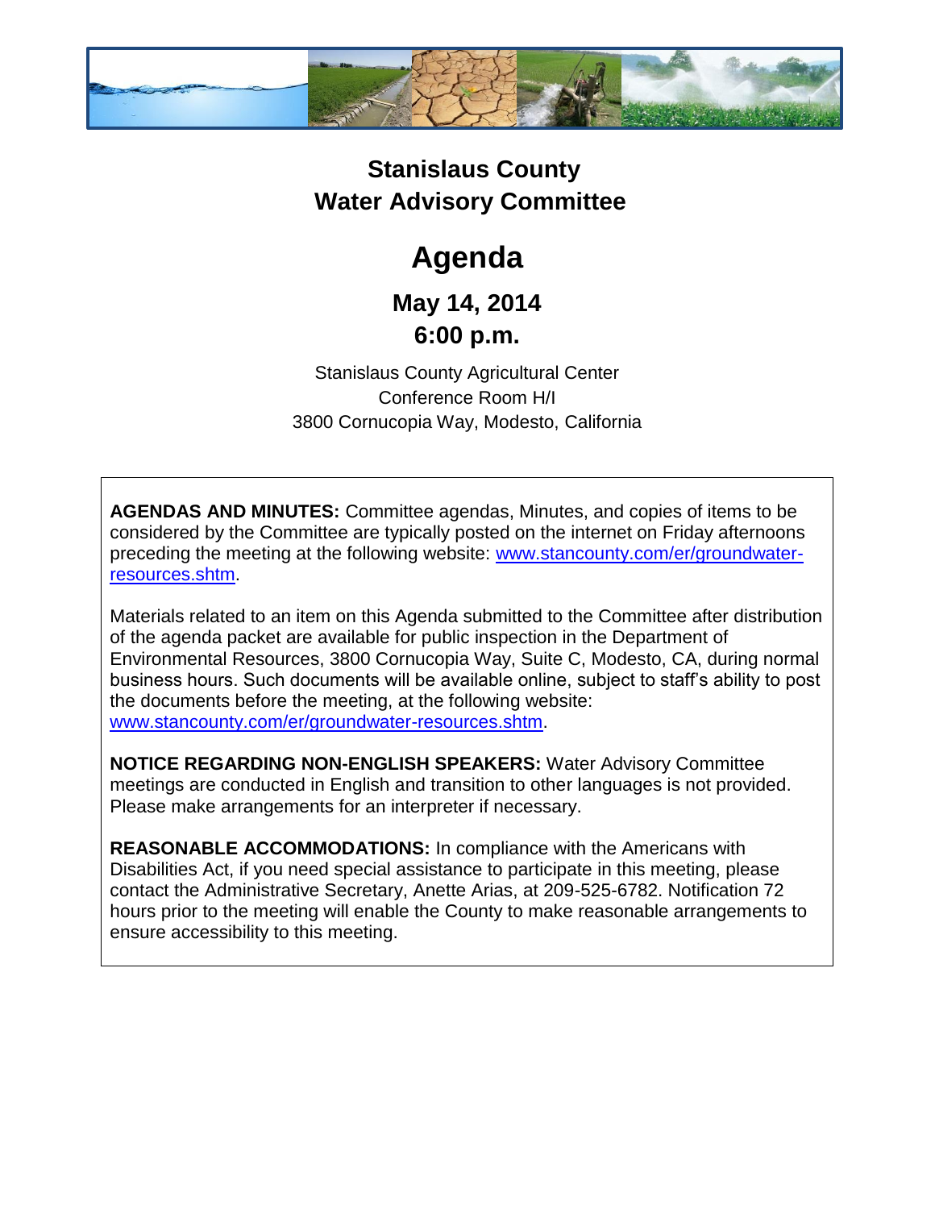# Stanislaus County
# Water Advisory Committee

# Agenda

## May 14, 2014
## 6:00 p.m.

Stanislaus County Agricultural Center
Conference Room H/I
3800 Cornucopia Way, Modesto, California

**AGENDAS AND MINUTES:** Committee agendas, Minutes, and copies of items to be considered by the Committee are typically posted on the internet on Friday afternoons preceding the meeting at the following website: [www.stancounty.com/er/groundwater-resources.shtm](http://www.stancounty.com/er/groundwater-resources.shtm).

Materials related to an item on this Agenda submitted to the Committee after distribution of the agenda packet are available for public inspection in the Department of Environmental Resources, 3800 Cornucopia Way, Suite C, Modesto, CA, during normal business hours. Such documents will be available online, subject to staff's ability to post the documents before the meeting, at the following website: [www.stancounty.com/er/groundwater-resources.shtm](http://www.stancounty.com/er/groundwater-resources.shtm).

**NOTICE REGARDING NON-ENGLISH SPEAKERS:** Water Advisory Committee meetings are conducted in English and transition to other languages is not provided. Please make arrangements for an interpreter if necessary.

**REASONABLE ACCOMMODATIONS:** In compliance with the Americans with Disabilities Act, if you need special assistance to participate in this meeting, please contact the Administrative Secretary, Anette Arias, at 209-525-6782. Notification 72 hours prior to the meeting will enable the County to make reasonable arrangements to ensure accessibility to this meeting.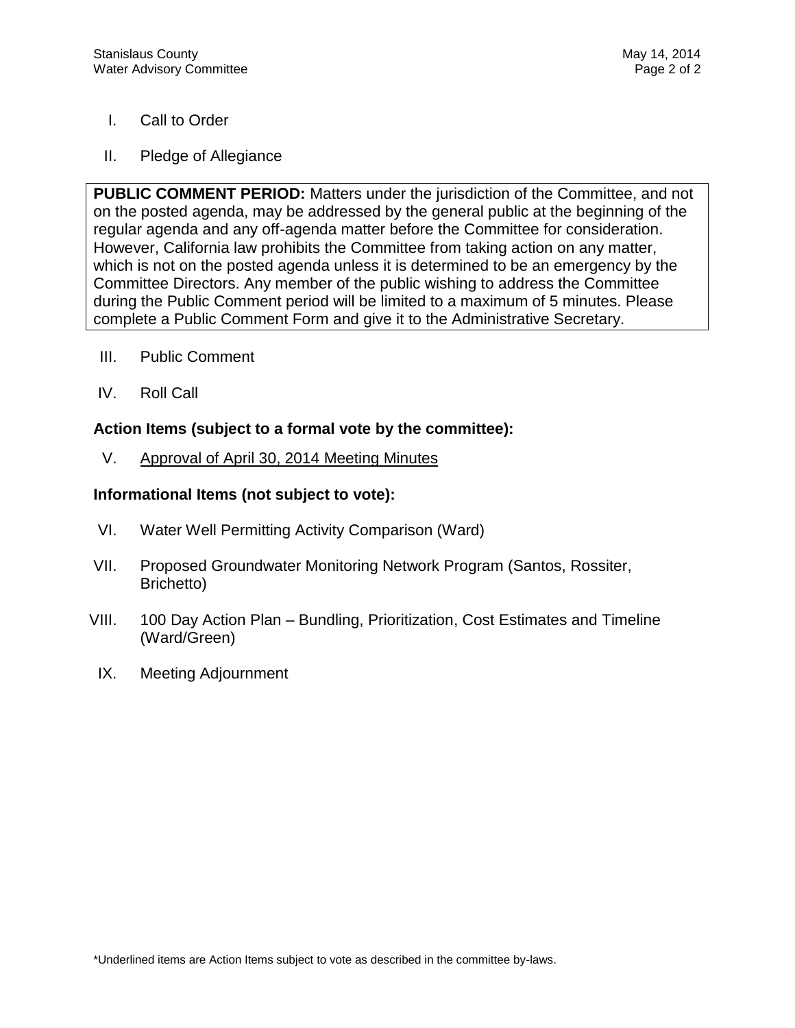I. Call to Order

II. Pledge of Allegiance

**PUBLIC COMMENT PERIOD:** Matters under the jurisdiction of the Committee, and not on the posted agenda, may be addressed by the general public at the beginning of the regular agenda and any off-agenda matter before the Committee for consideration. However, California law prohibits the Committee from taking action on any matter, which is not on the posted agenda unless it is determined to be an emergency by the Committee Directors. Any member of the public wishing to address the Committee during the Public Comment period will be limited to a maximum of 5 minutes. Please complete a Public Comment Form and give it to the Administrative Secretary.

III. Public Comment

IV. Roll Call

**Action Items (subject to a formal vote by the committee):**

V. <u>Approval of April 30, 2014 Meeting Minutes</u>

**Informational Items (not subject to vote):**

VI. Water Well Permitting Activity Comparison (Ward)

VII. Proposed Groundwater Monitoring Network Program (Santos, Rossiter, Brichetto)

VIII. 100 Day Action Plan – Bundling, Prioritization, Cost Estimates and Timeline (Ward/Green)

IX. Meeting Adjournment

*Underlined items are Action Items subject to vote as described in the committee by-laws.